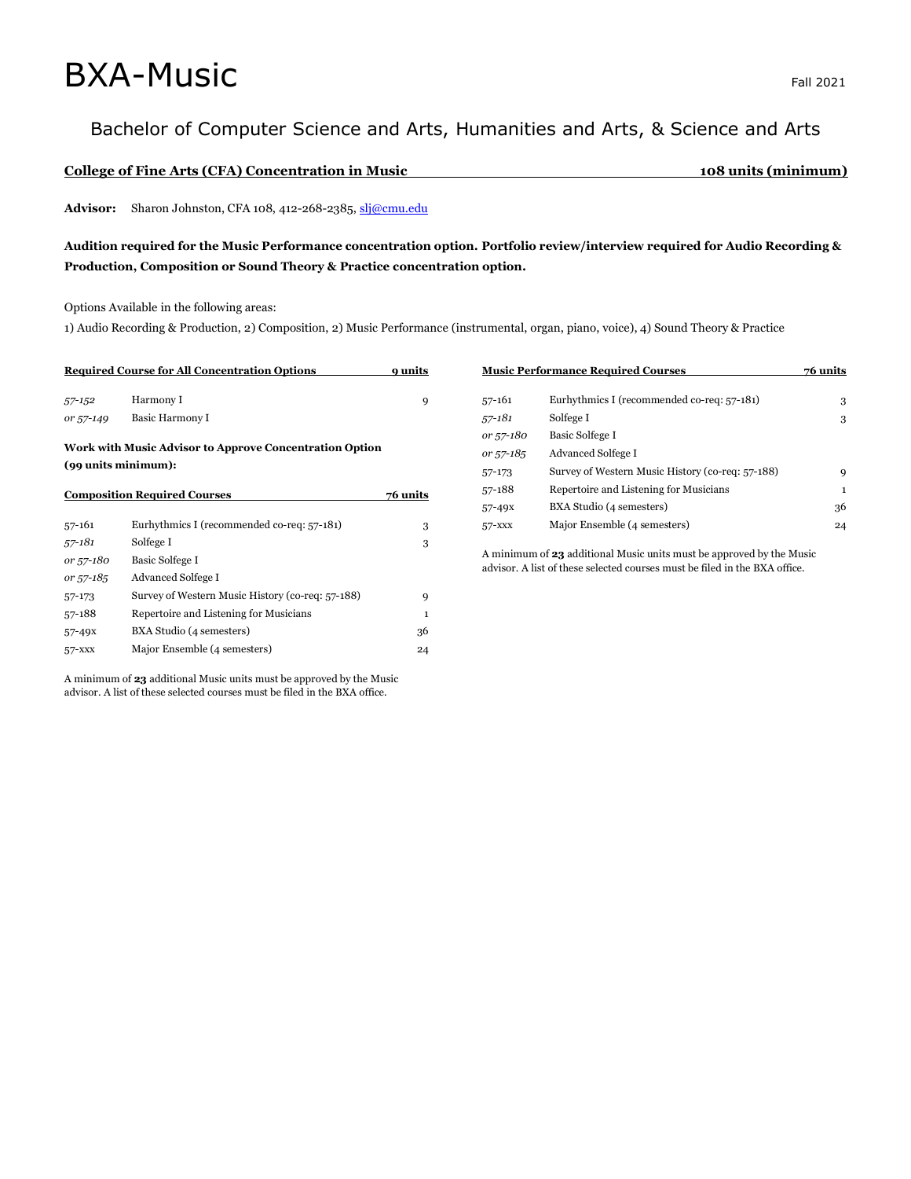# BXA-Music

Fall 2021

## Bachelor of Computer Science and Arts, Humanities and Arts, & Science and Arts

**College of Fine Arts (CFA) Concentration in Music — 108 units (minimum)**

**Advisor:** Sharon Johnston, CFA 108, 412-268-2385, slj@cmu.edu

**Audition required for the Music Performance concentration option. Portfolio review/interview required for Audio Recording & Production, Composition or Sound Theory & Practice concentration option.**

Options Available in the following areas:

1) Audio Recording & Production, 2) Composition, 2) Music Performance (instrumental, organ, piano, voice), 4) Sound Theory & Practice

**Required Course for All Concentration Options — 9 units**

| | | |
|---|---|---|
| *57-152* | Harmony I | 9 |
| *or 57-149* | Basic Harmony I | |

**Work with Music Advisor to Approve Concentration Option (99 units minimum):**

**Composition Required Courses — 76 units**

| | | |
|---|---|---|
| 57-161 | Eurhythmics I (recommended co-req: 57-181) | 3 |
| *57-181* | Solfege I | 3 |
| *or 57-180* | Basic Solfege I | |
| *or 57-185* | Advanced Solfege I | |
| 57-173 | Survey of Western Music History (co-req: 57-188) | 9 |
| 57-188 | Repertoire and Listening for Musicians | 1 |
| 57-49x | BXA Studio (4 semesters) | 36 |
| 57-xxx | Major Ensemble (4 semesters) | 24 |

A minimum of **23** additional Music units must be approved by the Music advisor. A list of these selected courses must be filed in the BXA office.

**Music Performance Required Courses — 76 units**

| | | |
|---|---|---|
| 57-161 | Eurhythmics I (recommended co-req: 57-181) | 3 |
| *57-181* | Solfege I | 3 |
| *or 57-180* | Basic Solfege I | |
| *or 57-185* | Advanced Solfege I | |
| 57-173 | Survey of Western Music History (co-req: 57-188) | 9 |
| 57-188 | Repertoire and Listening for Musicians | 1 |
| 57-49x | BXA Studio (4 semesters) | 36 |
| 57-xxx | Major Ensemble (4 semesters) | 24 |

A minimum of **23** additional Music units must be approved by the Music advisor. A list of these selected courses must be filed in the BXA office.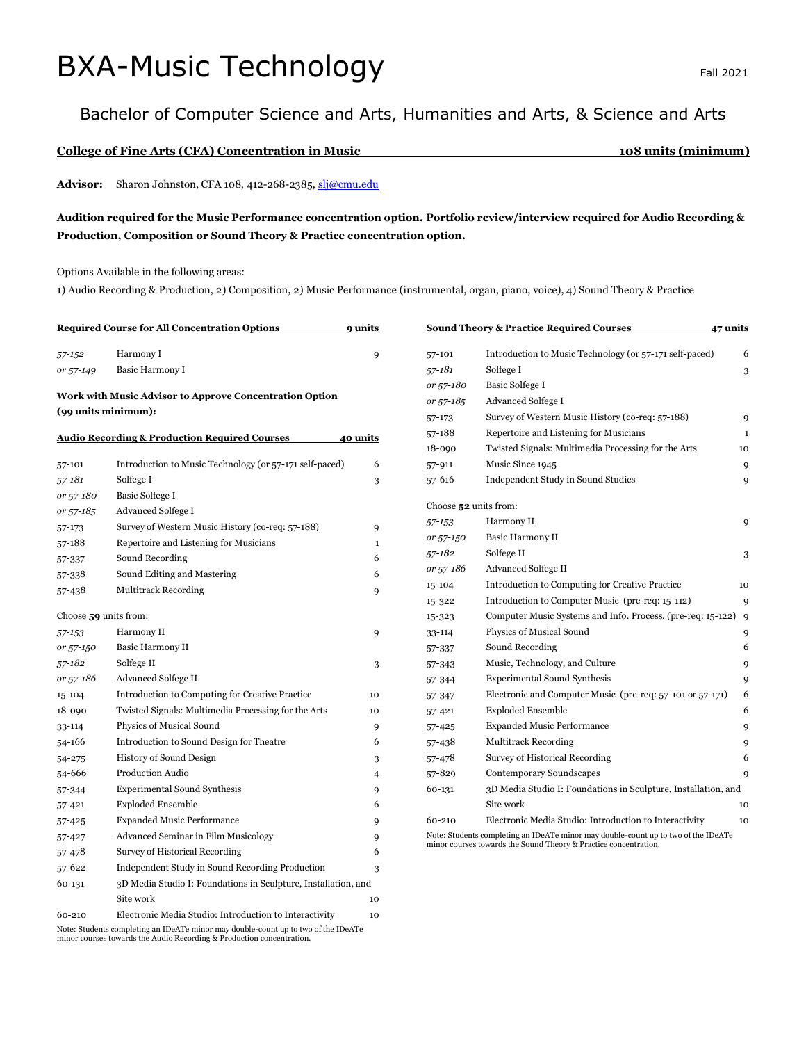# BXA-Music Technology

Fall 2021

## Bachelor of Computer Science and Arts, Humanities and Arts, & Science and Arts

**College of Fine Arts (CFA) Concentration in Music — 108 units (minimum)**

**Advisor:** Sharon Johnston, CFA 108, 412-268-2385, slj@cmu.edu

**Audition required for the Music Performance concentration option. Portfolio review/interview required for Audio Recording & Production, Composition or Sound Theory & Practice concentration option.**

Options Available in the following areas:

1) Audio Recording & Production, 2) Composition, 2) Music Performance (instrumental, organ, piano, voice), 4) Sound Theory & Practice

**Required Course for All Concentration Options — 9 units**

| | | |
|---|---|---|
| *57-152* | Harmony I | 9 |
| *or 57-149* | Basic Harmony I | |

**Work with Music Advisor to Approve Concentration Option (99 units minimum):**

**Audio Recording & Production Required Courses — 40 units**

| | | |
|---|---|---|
| 57-101 | Introduction to Music Technology (or 57-171 self-paced) | 6 |
| *57-181* | Solfege I | 3 |
| *or 57-180* | Basic Solfege I | |
| *or 57-185* | Advanced Solfege I | |
| 57-173 | Survey of Western Music History (co-req: 57-188) | 9 |
| 57-188 | Repertoire and Listening for Musicians | 1 |
| 57-337 | Sound Recording | 6 |
| 57-338 | Sound Editing and Mastering | 6 |
| 57-438 | Multitrack Recording | 9 |

Choose **59** units from:

| | | |
|---|---|---|
| *57-153* | Harmony II | 9 |
| *or 57-150* | Basic Harmony II | |
| *57-182* | Solfege II | 3 |
| *or 57-186* | Advanced Solfege II | |
| 15-104 | Introduction to Computing for Creative Practice | 10 |
| 18-090 | Twisted Signals: Multimedia Processing for the Arts | 10 |
| 33-114 | Physics of Musical Sound | 9 |
| 54-166 | Introduction to Sound Design for Theatre | 6 |
| 54-275 | History of Sound Design | 3 |
| 54-666 | Production Audio | 4 |
| 57-344 | Experimental Sound Synthesis | 9 |
| 57-421 | Exploded Ensemble | 6 |
| 57-425 | Expanded Music Performance | 9 |
| 57-427 | Advanced Seminar in Film Musicology | 9 |
| 57-478 | Survey of Historical Recording | 6 |
| 57-622 | Independent Study in Sound Recording Production | 3 |
| 60-131 | 3D Media Studio I: Foundations in Sculpture, Installation, and Site work | 10 |
| 60-210 | Electronic Media Studio: Introduction to Interactivity | 10 |

Note: Students completing an IDeATe minor may double-count up to two of the IDeATe minor courses towards the Audio Recording & Production concentration.

**Sound Theory & Practice Required Courses — 47 units**

| | | |
|---|---|---|
| 57-101 | Introduction to Music Technology (or 57-171 self-paced) | 6 |
| *57-181* | Solfege I | 3 |
| *or 57-180* | Basic Solfege I | |
| *or 57-185* | Advanced Solfege I | |
| 57-173 | Survey of Western Music History (co-req: 57-188) | 9 |
| 57-188 | Repertoire and Listening for Musicians | 1 |
| 18-090 | Twisted Signals: Multimedia Processing for the Arts | 10 |
| 57-911 | Music Since 1945 | 9 |
| 57-616 | Independent Study in Sound Studies | 9 |

Choose **52** units from:

| | | |
|---|---|---|
| *57-153* | Harmony II | 9 |
| *or 57-150* | Basic Harmony II | |
| *57-182* | Solfege II | 3 |
| *or 57-186* | Advanced Solfege II | |
| 15-104 | Introduction to Computing for Creative Practice | 10 |
| 15-322 | Introduction to Computer Music (pre-req: 15-112) | 9 |
| 15-323 | Computer Music Systems and Info. Process. (pre-req: 15-122) | 9 |
| 33-114 | Physics of Musical Sound | 9 |
| 57-337 | Sound Recording | 6 |
| 57-343 | Music, Technology, and Culture | 9 |
| 57-344 | Experimental Sound Synthesis | 9 |
| 57-347 | Electronic and Computer Music (pre-req: 57-101 or 57-171) | 6 |
| 57-421 | Exploded Ensemble | 6 |
| 57-425 | Expanded Music Performance | 9 |
| 57-438 | Multitrack Recording | 9 |
| 57-478 | Survey of Historical Recording | 6 |
| 57-829 | Contemporary Soundscapes | 9 |
| 60-131 | 3D Media Studio I: Foundations in Sculpture, Installation, and Site work | 10 |
| 60-210 | Electronic Media Studio: Introduction to Interactivity | 10 |

Note: Students completing an IDeATe minor may double-count up to two of the IDeATe minor courses towards the Sound Theory & Practice concentration.